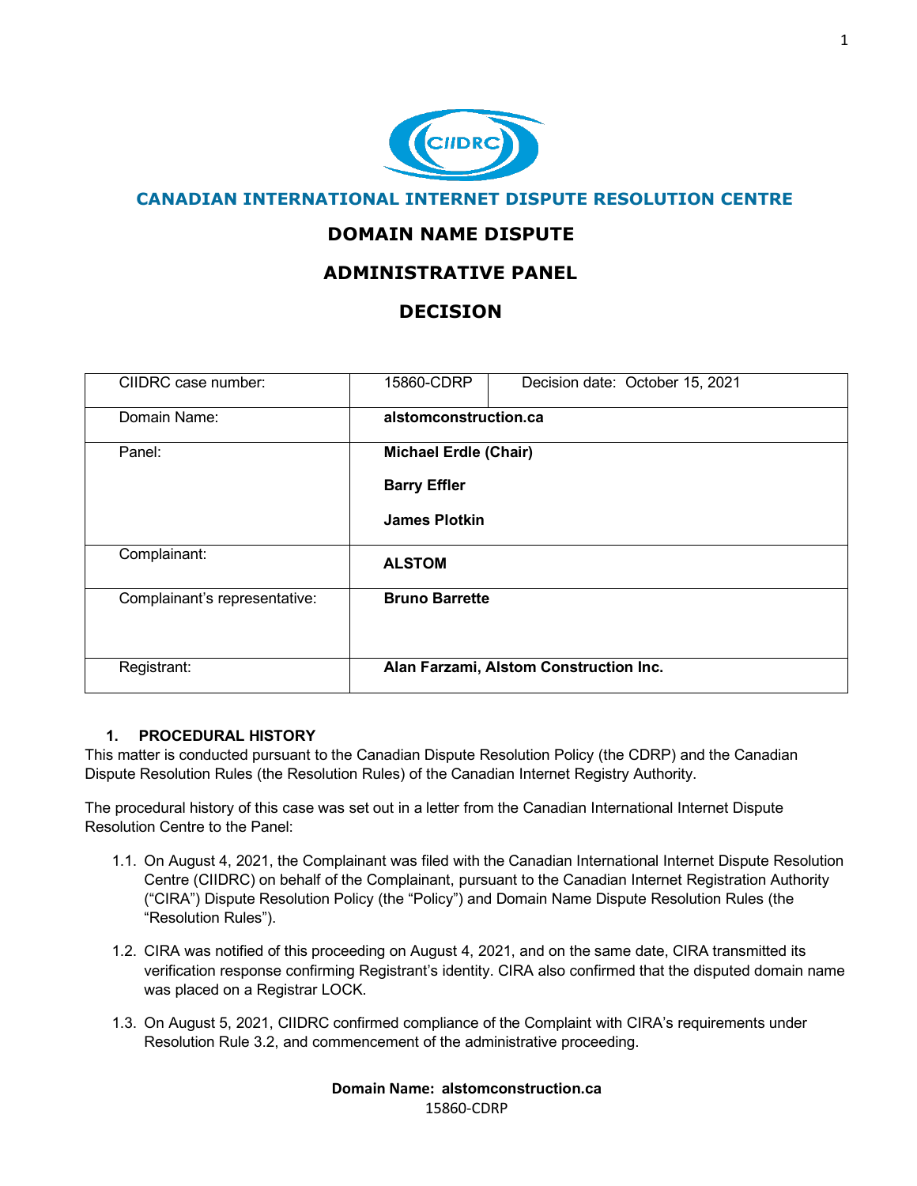# CANADIAN INTERNATIONAL INTERNET DISPUTE RESOLUTION CENTRE

## DOMAIN NAME DISPUTE

## ADMINISTRATIVE PANEL

## DECISION

| | | |
|---|---|---|
| CIIDRC case number: | 15860-CDRP | Decision date: October 15, 2021 |
| Domain Name: | **alstomconstruction.ca** | |
| Panel: | **Michael Erdle (Chair)**<br>**Barry Effler**<br>**James Plotkin** | |
| Complainant: | **ALSTOM** | |
| Complainant's representative: | **Bruno Barrette** | |
| Registrant: | **Alan Farzami, Alstom Construction Inc.** | |

### 1. PROCEDURAL HISTORY

This matter is conducted pursuant to the Canadian Dispute Resolution Policy (the CDRP) and the Canadian Dispute Resolution Rules (the Resolution Rules) of the Canadian Internet Registry Authority.

The procedural history of this case was set out in a letter from the Canadian International Internet Dispute Resolution Centre to the Panel:

1.1. On August 4, 2021, the Complainant was filed with the Canadian International Internet Dispute Resolution Centre (CIIDRC) on behalf of the Complainant, pursuant to the Canadian Internet Registration Authority ("CIRA") Dispute Resolution Policy (the "Policy") and Domain Name Dispute Resolution Rules (the "Resolution Rules").

1.2. CIRA was notified of this proceeding on August 4, 2021, and on the same date, CIRA transmitted its verification response confirming Registrant's identity. CIRA also confirmed that the disputed domain name was placed on a Registrar LOCK.

1.3. On August 5, 2021, CIIDRC confirmed compliance of the Complaint with CIRA's requirements under Resolution Rule 3.2, and commencement of the administrative proceeding.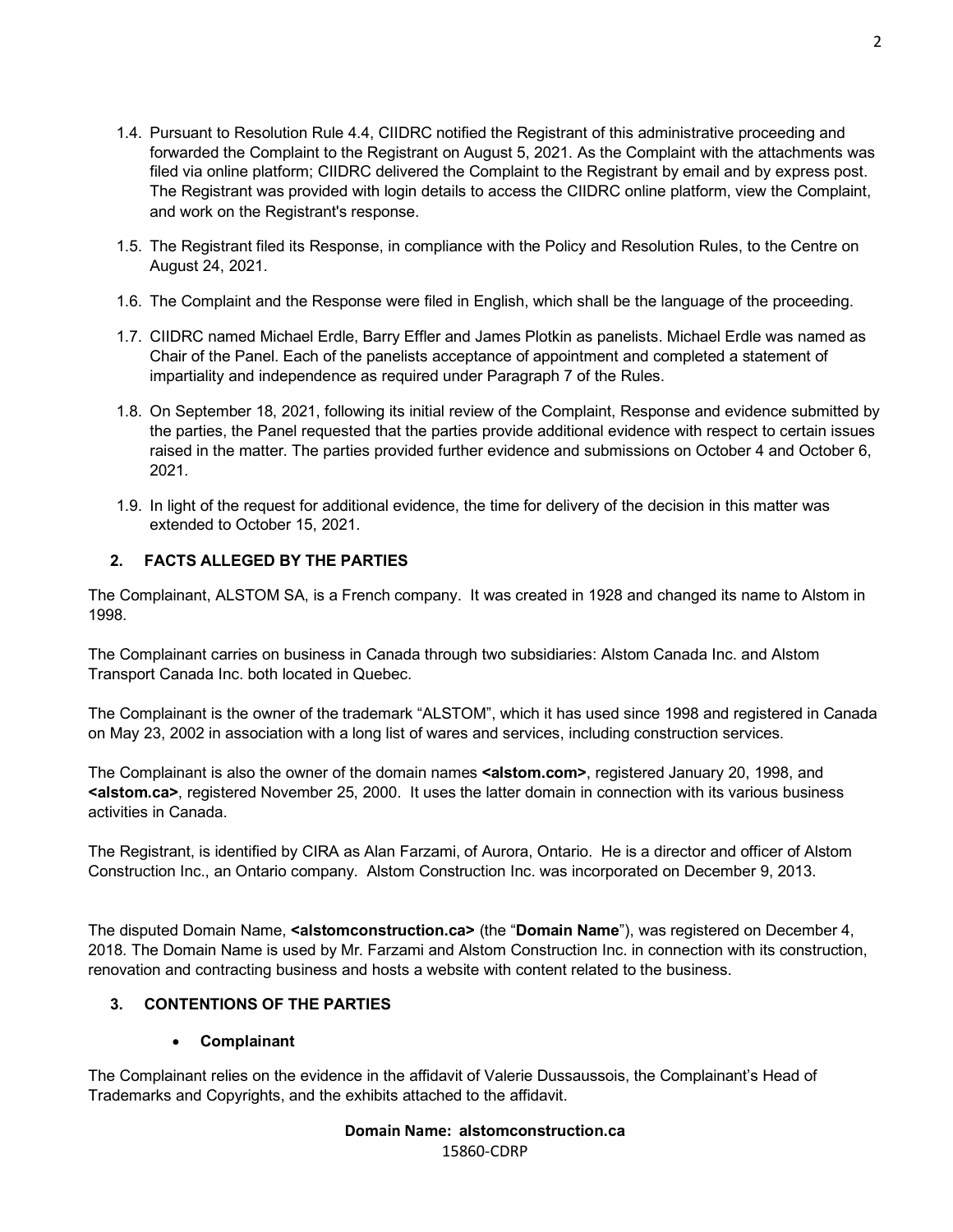1.4. Pursuant to Resolution Rule 4.4, CIIDRC notified the Registrant of this administrative proceeding and forwarded the Complaint to the Registrant on August 5, 2021. As the Complaint with the attachments was filed via online platform; CIIDRC delivered the Complaint to the Registrant by email and by express post. The Registrant was provided with login details to access the CIIDRC online platform, view the Complaint, and work on the Registrant's response.

1.5. The Registrant filed its Response, in compliance with the Policy and Resolution Rules, to the Centre on August 24, 2021.

1.6. The Complaint and the Response were filed in English, which shall be the language of the proceeding.

1.7. CIIDRC named Michael Erdle, Barry Effler and James Plotkin as panelists. Michael Erdle was named as Chair of the Panel. Each of the panelists acceptance of appointment and completed a statement of impartiality and independence as required under Paragraph 7 of the Rules.

1.8. On September 18, 2021, following its initial review of the Complaint, Response and evidence submitted by the parties, the Panel requested that the parties provide additional evidence with respect to certain issues raised in the matter. The parties provided further evidence and submissions on October 4 and October 6, 2021.

1.9. In light of the request for additional evidence, the time for delivery of the decision in this matter was extended to October 15, 2021.

## 2. FACTS ALLEGED BY THE PARTIES

The Complainant, ALSTOM SA, is a French company. It was created in 1928 and changed its name to Alstom in 1998.

The Complainant carries on business in Canada through two subsidiaries: Alstom Canada Inc. and Alstom Transport Canada Inc. both located in Quebec.

The Complainant is the owner of the trademark "ALSTOM", which it has used since 1998 and registered in Canada on May 23, 2002 in association with a long list of wares and services, including construction services.

The Complainant is also the owner of the domain names **<alstom.com>**, registered January 20, 1998, and **<alstom.ca>**, registered November 25, 2000. It uses the latter domain in connection with its various business activities in Canada.

The Registrant, is identified by CIRA as Alan Farzami, of Aurora, Ontario. He is a director and officer of Alstom Construction Inc., an Ontario company. Alstom Construction Inc. was incorporated on December 9, 2013.

The disputed Domain Name, **<alstomconstruction.ca>** (the "**Domain Name**"), was registered on December 4, 2018. The Domain Name is used by Mr. Farzami and Alstom Construction Inc. in connection with its construction, renovation and contracting business and hosts a website with content related to the business.

## 3. CONTENTIONS OF THE PARTIES

- **Complainant**

The Complainant relies on the evidence in the affidavit of Valerie Dussaussois, the Complainant's Head of Trademarks and Copyrights, and the exhibits attached to the affidavit.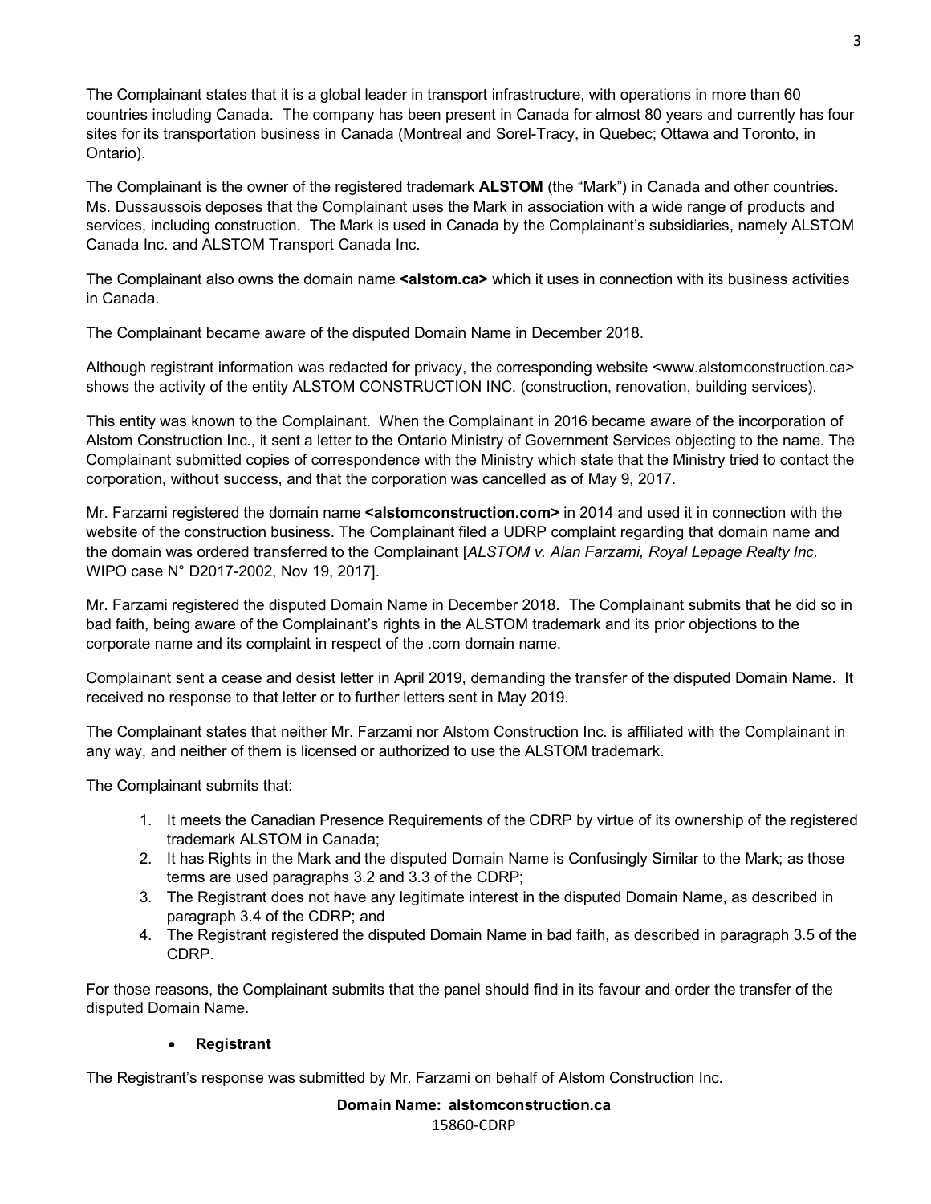The Complainant states that it is a global leader in transport infrastructure, with operations in more than 60 countries including Canada. The company has been present in Canada for almost 80 years and currently has four sites for its transportation business in Canada (Montreal and Sorel-Tracy, in Quebec; Ottawa and Toronto, in Ontario).

The Complainant is the owner of the registered trademark **ALSTOM** (the "Mark") in Canada and other countries. Ms. Dussaussois deposes that the Complainant uses the Mark in association with a wide range of products and services, including construction. The Mark is used in Canada by the Complainant's subsidiaries, namely ALSTOM Canada Inc. and ALSTOM Transport Canada Inc.

The Complainant also owns the domain name **<alstom.ca>** which it uses in connection with its business activities in Canada.

The Complainant became aware of the disputed Domain Name in December 2018.

Although registrant information was redacted for privacy, the corresponding website <www.alstomconstruction.ca> shows the activity of the entity ALSTOM CONSTRUCTION INC. (construction, renovation, building services).

This entity was known to the Complainant. When the Complainant in 2016 became aware of the incorporation of Alstom Construction Inc., it sent a letter to the Ontario Ministry of Government Services objecting to the name. The Complainant submitted copies of correspondence with the Ministry which state that the Ministry tried to contact the corporation, without success, and that the corporation was cancelled as of May 9, 2017.

Mr. Farzami registered the domain name **<alstomconstruction.com>** in 2014 and used it in connection with the website of the construction business. The Complainant filed a UDRP complaint regarding that domain name and the domain was ordered transferred to the Complainant [*ALSTOM v. Alan Farzami, Royal Lepage Realty Inc*. WIPO case N° D2017-2002, Nov 19, 2017].

Mr. Farzami registered the disputed Domain Name in December 2018. The Complainant submits that he did so in bad faith, being aware of the Complainant's rights in the ALSTOM trademark and its prior objections to the corporate name and its complaint in respect of the .com domain name.

Complainant sent a cease and desist letter in April 2019, demanding the transfer of the disputed Domain Name. It received no response to that letter or to further letters sent in May 2019.

The Complainant states that neither Mr. Farzami nor Alstom Construction Inc. is affiliated with the Complainant in any way, and neither of them is licensed or authorized to use the ALSTOM trademark.

The Complainant submits that:

1. It meets the Canadian Presence Requirements of the CDRP by virtue of its ownership of the registered trademark ALSTOM in Canada;
2. It has Rights in the Mark and the disputed Domain Name is Confusingly Similar to the Mark; as those terms are used paragraphs 3.2 and 3.3 of the CDRP;
3. The Registrant does not have any legitimate interest in the disputed Domain Name, as described in paragraph 3.4 of the CDRP; and
4. The Registrant registered the disputed Domain Name in bad faith, as described in paragraph 3.5 of the CDRP.

For those reasons, the Complainant submits that the panel should find in its favour and order the transfer of the disputed Domain Name.

- **Registrant**

The Registrant's response was submitted by Mr. Farzami on behalf of Alstom Construction Inc.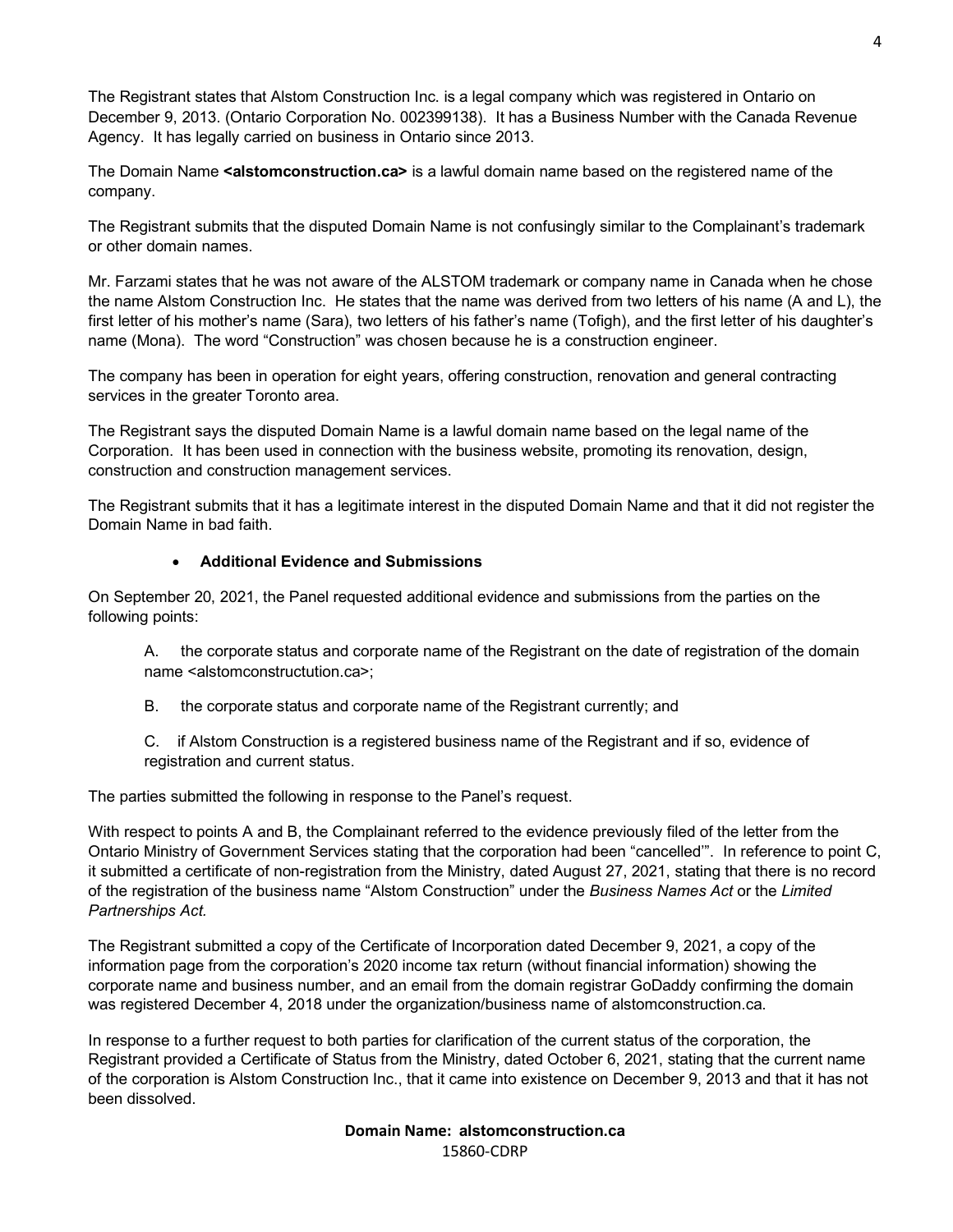The Registrant states that Alstom Construction Inc. is a legal company which was registered in Ontario on December 9, 2013. (Ontario Corporation No. 002399138). It has a Business Number with the Canada Revenue Agency. It has legally carried on business in Ontario since 2013.

The Domain Name **<alstomconstruction.ca>** is a lawful domain name based on the registered name of the company.

The Registrant submits that the disputed Domain Name is not confusingly similar to the Complainant's trademark or other domain names.

Mr. Farzami states that he was not aware of the ALSTOM trademark or company name in Canada when he chose the name Alstom Construction Inc. He states that the name was derived from two letters of his name (A and L), the first letter of his mother's name (Sara), two letters of his father's name (Tofigh), and the first letter of his daughter's name (Mona). The word "Construction" was chosen because he is a construction engineer.

The company has been in operation for eight years, offering construction, renovation and general contracting services in the greater Toronto area.

The Registrant says the disputed Domain Name is a lawful domain name based on the legal name of the Corporation. It has been used in connection with the business website, promoting its renovation, design, construction and construction management services.

The Registrant submits that it has a legitimate interest in the disputed Domain Name and that it did not register the Domain Name in bad faith.

- **Additional Evidence and Submissions**

On September 20, 2021, the Panel requested additional evidence and submissions from the parties on the following points:

A. the corporate status and corporate name of the Registrant on the date of registration of the domain name <alstomconstructution.ca>;

B. the corporate status and corporate name of the Registrant currently; and

C. if Alstom Construction is a registered business name of the Registrant and if so, evidence of registration and current status.

The parties submitted the following in response to the Panel's request.

With respect to points A and B, the Complainant referred to the evidence previously filed of the letter from the Ontario Ministry of Government Services stating that the corporation had been "cancelled'". In reference to point C, it submitted a certificate of non-registration from the Ministry, dated August 27, 2021, stating that there is no record of the registration of the business name "Alstom Construction" under the *Business Names Act* or the *Limited Partnerships Act.*

The Registrant submitted a copy of the Certificate of Incorporation dated December 9, 2021, a copy of the information page from the corporation's 2020 income tax return (without financial information) showing the corporate name and business number, and an email from the domain registrar GoDaddy confirming the domain was registered December 4, 2018 under the organization/business name of alstomconstruction.ca.

In response to a further request to both parties for clarification of the current status of the corporation, the Registrant provided a Certificate of Status from the Ministry, dated October 6, 2021, stating that the current name of the corporation is Alstom Construction Inc., that it came into existence on December 9, 2013 and that it has not been dissolved.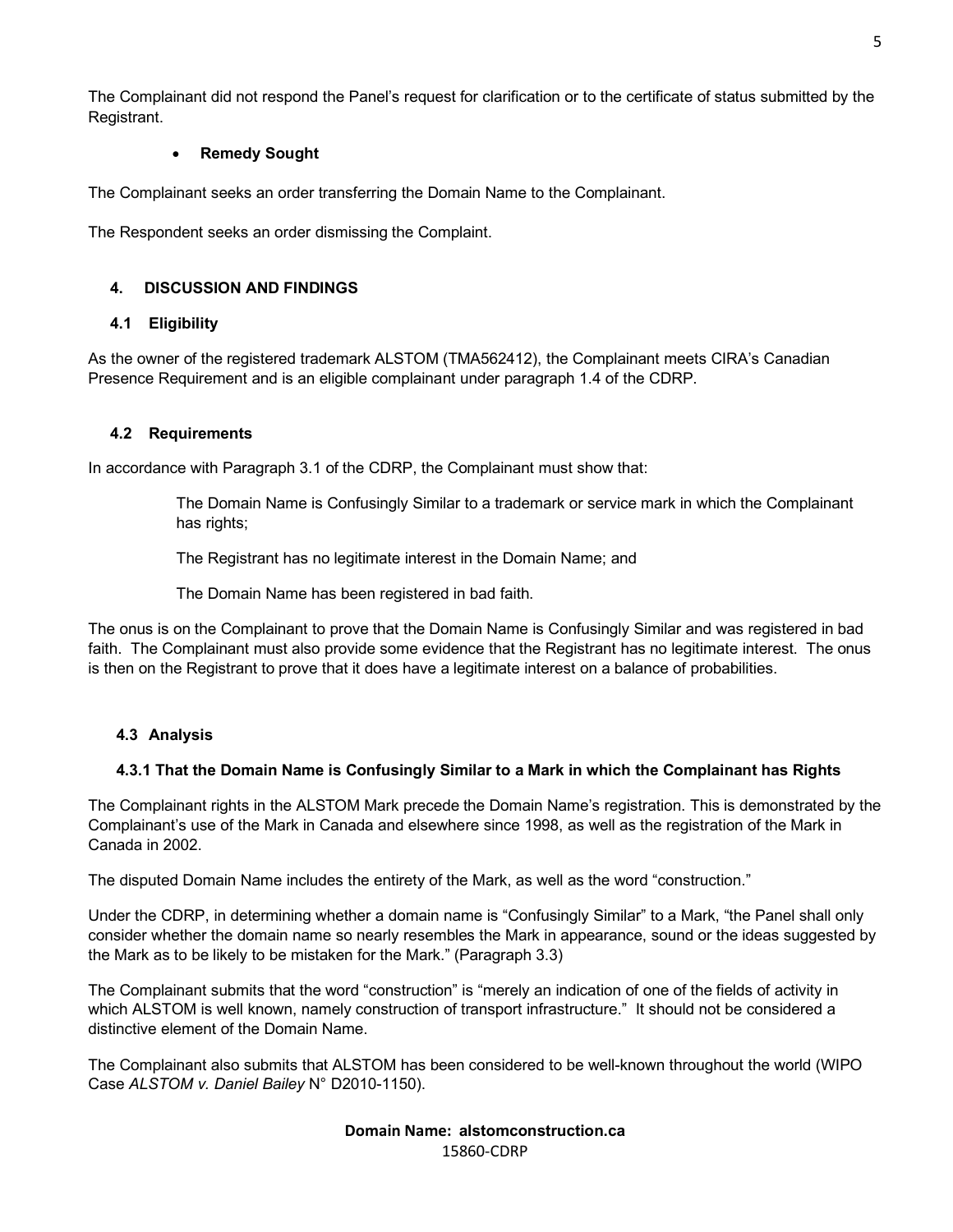The Complainant did not respond the Panel's request for clarification or to the certificate of status submitted by the Registrant.

- **Remedy Sought**

The Complainant seeks an order transferring the Domain Name to the Complainant.

The Respondent seeks an order dismissing the Complaint.

## 4. DISCUSSION AND FINDINGS

### 4.1 Eligibility

As the owner of the registered trademark ALSTOM (TMA562412), the Complainant meets CIRA's Canadian Presence Requirement and is an eligible complainant under paragraph 1.4 of the CDRP.

### 4.2 Requirements

In accordance with Paragraph 3.1 of the CDRP, the Complainant must show that:

> The Domain Name is Confusingly Similar to a trademark or service mark in which the Complainant has rights;
>
> The Registrant has no legitimate interest in the Domain Name; and
>
> The Domain Name has been registered in bad faith.

The onus is on the Complainant to prove that the Domain Name is Confusingly Similar and was registered in bad faith. The Complainant must also provide some evidence that the Registrant has no legitimate interest. The onus is then on the Registrant to prove that it does have a legitimate interest on a balance of probabilities.

### 4.3 Analysis

#### 4.3.1 That the Domain Name is Confusingly Similar to a Mark in which the Complainant has Rights

The Complainant rights in the ALSTOM Mark precede the Domain Name's registration. This is demonstrated by the Complainant's use of the Mark in Canada and elsewhere since 1998, as well as the registration of the Mark in Canada in 2002.

The disputed Domain Name includes the entirety of the Mark, as well as the word "construction."

Under the CDRP, in determining whether a domain name is "Confusingly Similar" to a Mark, "the Panel shall only consider whether the domain name so nearly resembles the Mark in appearance, sound or the ideas suggested by the Mark as to be likely to be mistaken for the Mark." (Paragraph 3.3)

The Complainant submits that the word "construction" is "merely an indication of one of the fields of activity in which ALSTOM is well known, namely construction of transport infrastructure." It should not be considered a distinctive element of the Domain Name.

The Complainant also submits that ALSTOM has been considered to be well-known throughout the world (WIPO Case *ALSTOM v. Daniel Bailey* N° D2010-1150).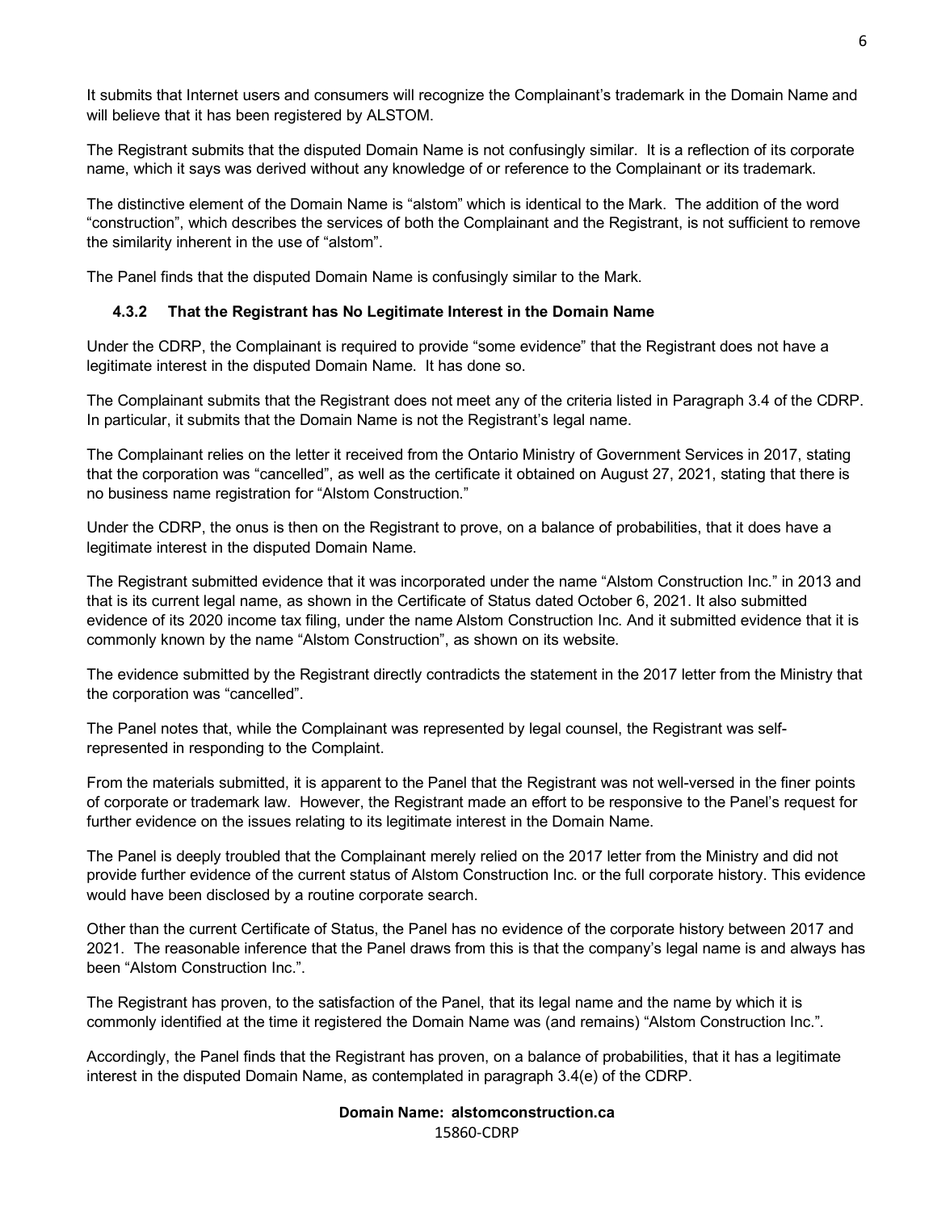It submits that Internet users and consumers will recognize the Complainant's trademark in the Domain Name and will believe that it has been registered by ALSTOM.

The Registrant submits that the disputed Domain Name is not confusingly similar. It is a reflection of its corporate name, which it says was derived without any knowledge of or reference to the Complainant or its trademark.

The distinctive element of the Domain Name is "alstom" which is identical to the Mark. The addition of the word "construction", which describes the services of both the Complainant and the Registrant, is not sufficient to remove the similarity inherent in the use of "alstom".

The Panel finds that the disputed Domain Name is confusingly similar to the Mark.

### 4.3.2 That the Registrant has No Legitimate Interest in the Domain Name

Under the CDRP, the Complainant is required to provide "some evidence" that the Registrant does not have a legitimate interest in the disputed Domain Name. It has done so.

The Complainant submits that the Registrant does not meet any of the criteria listed in Paragraph 3.4 of the CDRP. In particular, it submits that the Domain Name is not the Registrant's legal name.

The Complainant relies on the letter it received from the Ontario Ministry of Government Services in 2017, stating that the corporation was "cancelled", as well as the certificate it obtained on August 27, 2021, stating that there is no business name registration for "Alstom Construction."

Under the CDRP, the onus is then on the Registrant to prove, on a balance of probabilities, that it does have a legitimate interest in the disputed Domain Name.

The Registrant submitted evidence that it was incorporated under the name "Alstom Construction Inc." in 2013 and that is its current legal name, as shown in the Certificate of Status dated October 6, 2021. It also submitted evidence of its 2020 income tax filing, under the name Alstom Construction Inc. And it submitted evidence that it is commonly known by the name "Alstom Construction", as shown on its website.

The evidence submitted by the Registrant directly contradicts the statement in the 2017 letter from the Ministry that the corporation was "cancelled".

The Panel notes that, while the Complainant was represented by legal counsel, the Registrant was self-represented in responding to the Complaint.

From the materials submitted, it is apparent to the Panel that the Registrant was not well-versed in the finer points of corporate or trademark law. However, the Registrant made an effort to be responsive to the Panel's request for further evidence on the issues relating to its legitimate interest in the Domain Name.

The Panel is deeply troubled that the Complainant merely relied on the 2017 letter from the Ministry and did not provide further evidence of the current status of Alstom Construction Inc. or the full corporate history. This evidence would have been disclosed by a routine corporate search.

Other than the current Certificate of Status, the Panel has no evidence of the corporate history between 2017 and 2021. The reasonable inference that the Panel draws from this is that the company's legal name is and always has been "Alstom Construction Inc.".

The Registrant has proven, to the satisfaction of the Panel, that its legal name and the name by which it is commonly identified at the time it registered the Domain Name was (and remains) "Alstom Construction Inc.".

Accordingly, the Panel finds that the Registrant has proven, on a balance of probabilities, that it has a legitimate interest in the disputed Domain Name, as contemplated in paragraph 3.4(e) of the CDRP.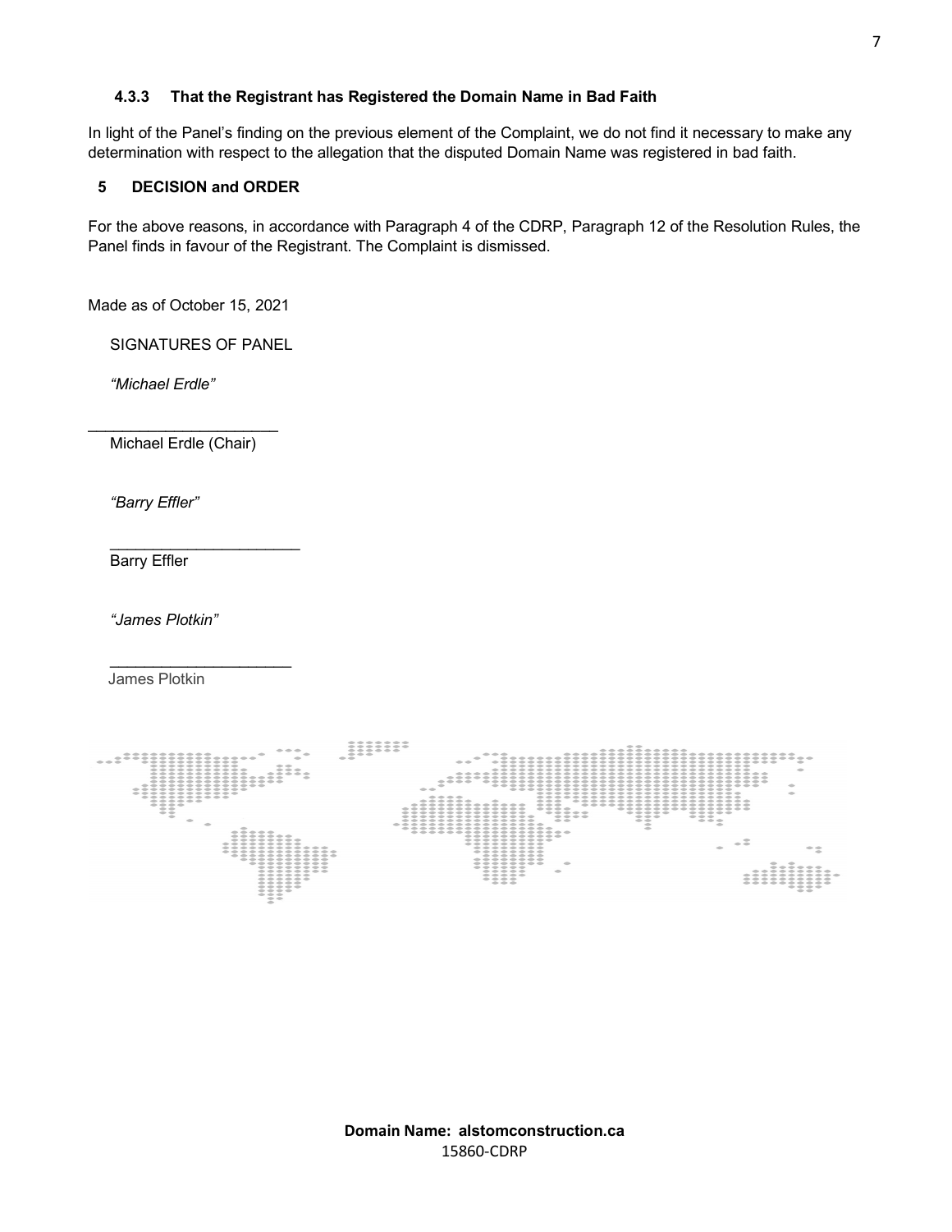### 4.3.3 That the Registrant has Registered the Domain Name in Bad Faith

In light of the Panel's finding on the previous element of the Complaint, we do not find it necessary to make any determination with respect to the allegation that the disputed Domain Name was registered in bad faith.

## 5 DECISION and ORDER

For the above reasons, in accordance with Paragraph 4 of the CDRP, Paragraph 12 of the Resolution Rules, the Panel finds in favour of the Registrant. The Complaint is dismissed.

Made as of October 15, 2021

SIGNATURES OF PANEL

*"Michael Erdle"*

______________________
Michael Erdle (Chair)

*"Barry Effler"*

______________________
Barry Effler

*"James Plotkin"*

______________________
James Plotkin

**Domain Name: alstomconstruction.ca**
15860-CDRP